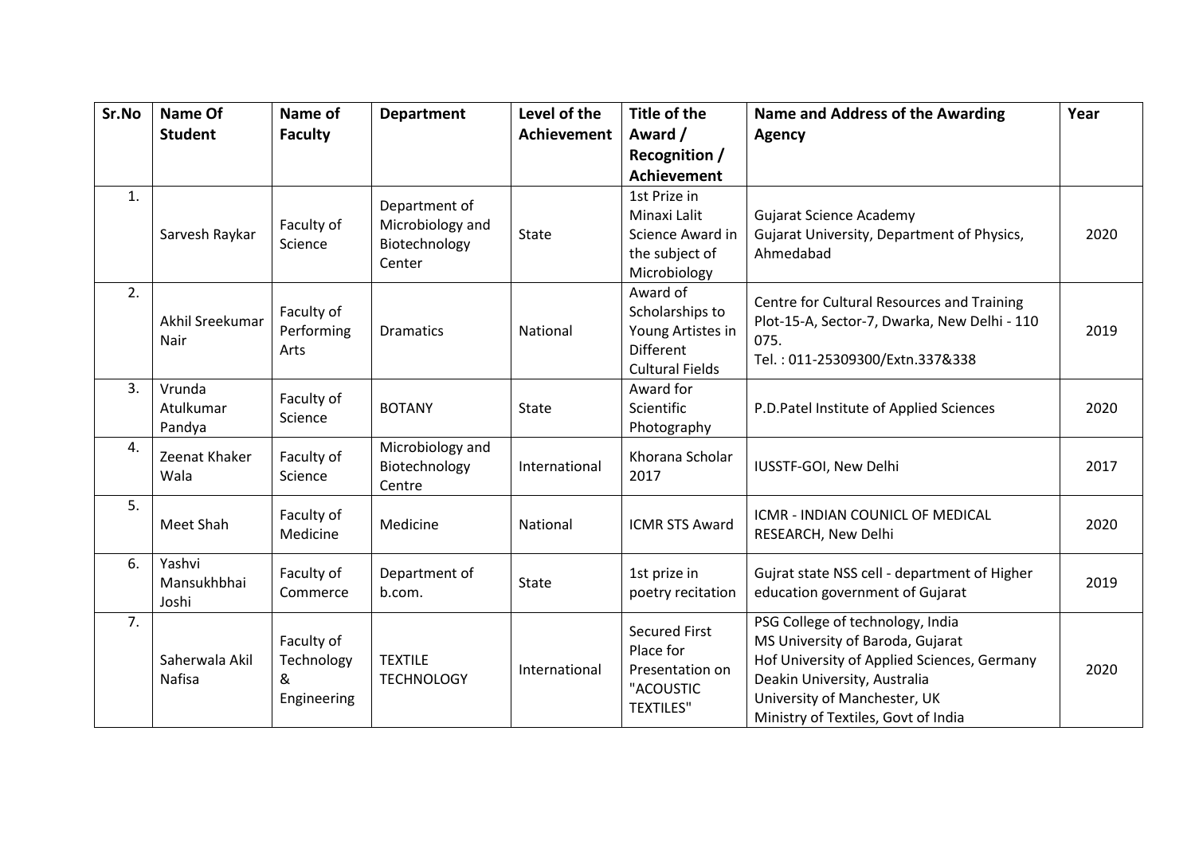| Sr.No | Name Of Student | Name of Faculty | Department | Level of the Achievement | Title of the Award / Recognition / Achievement | Name and Address of the Awarding Agency | Year |
|---|---|---|---|---|---|---|---|
| 1. | Sarvesh Raykar | Faculty of Science | Department of Microbiology and Biotechnology Center | State | 1st Prize in Minaxi Lalit Science Award in the subject of Microbiology | Gujarat Science Academy<br>Gujarat University, Department of Physics, Ahmedabad | 2020 |
| 2. | Akhil Sreekumar Nair | Faculty of Performing Arts | Dramatics | National | Award of Scholarships to Young Artistes in Different Cultural Fields | Centre for Cultural Resources and Training<br>Plot-15-A, Sector-7, Dwarka, New Delhi - 110 075.<br>Tel. : 011-25309300/Extn.337&338 | 2019 |
| 3. | Vrunda Atulkumar Pandya | Faculty of Science | BOTANY | State | Award for Scientific Photography | P.D.Patel Institute of Applied Sciences | 2020 |
| 4. | Zeenat Khaker Wala | Faculty of Science | Microbiology and Biotechnology Centre | International | Khorana Scholar 2017 | IUSSTF-GOI, New Delhi | 2017 |
| 5. | Meet Shah | Faculty of Medicine | Medicine | National | ICMR STS Award | ICMR - INDIAN COUNICL OF MEDICAL RESEARCH, New Delhi | 2020 |
| 6. | Yashvi Mansukhbhai Joshi | Faculty of Commerce | Department of b.com. | State | 1st prize in poetry recitation | Gujrat state NSS cell - department of Higher education government of Gujarat | 2019 |
| 7. | Saherwala Akil Nafisa | Faculty of Technology & Engineering | TEXTILE TECHNOLOGY | International | Secured First Place for Presentation on "ACOUSTIC TEXTILES" | PSG College of technology, India<br>MS University of Baroda, Gujarat<br>Hof University of Applied Sciences, Germany<br>Deakin University, Australia<br>University of Manchester, UK<br>Ministry of Textiles, Govt of India | 2020 |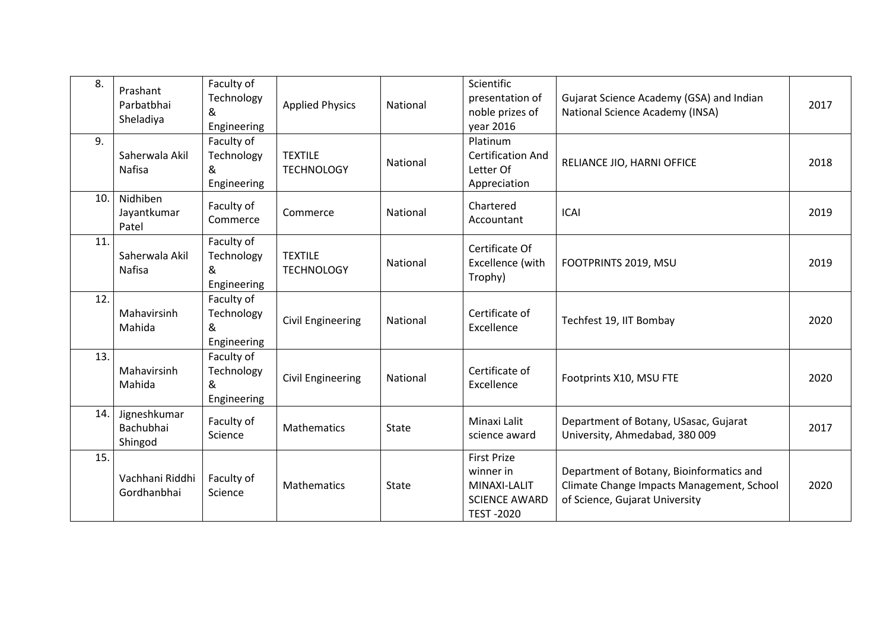| 8. | Prashant Parbatbhai Sheladiya | Faculty of Technology & Engineering | Applied Physics | National | Scientific presentation of noble prizes of year 2016 | Gujarat Science Academy (GSA) and Indian National Science Academy (INSA) | 2017 |
|---|---|---|---|---|---|---|---|
| 9. | Saherwala Akil Nafisa | Faculty of Technology & Engineering | TEXTILE TECHNOLOGY | National | Platinum Certification And Letter Of Appreciation | RELIANCE JIO, HARNI OFFICE | 2018 |
| 10. | Nidhiben Jayantkumar Patel | Faculty of Commerce | Commerce | National | Chartered Accountant | ICAI | 2019 |
| 11. | Saherwala Akil Nafisa | Faculty of Technology & Engineering | TEXTILE TECHNOLOGY | National | Certificate Of Excellence (with Trophy) | FOOTPRINTS 2019, MSU | 2019 |
| 12. | Mahavirsinh Mahida | Faculty of Technology & Engineering | Civil Engineering | National | Certificate of Excellence | Techfest 19, IIT Bombay | 2020 |
| 13. | Mahavirsinh Mahida | Faculty of Technology & Engineering | Civil Engineering | National | Certificate of Excellence | Footprints X10, MSU FTE | 2020 |
| 14. | Jigneshkumar Bachubhai Shingod | Faculty of Science | Mathematics | State | Minaxi Lalit science award | Department of Botany, USasac, Gujarat University, Ahmedabad, 380 009 | 2017 |
| 15. | Vachhani Riddhi Gordhanbhai | Faculty of Science | Mathematics | State | First Prize winner in MINAXI-LALIT SCIENCE AWARD TEST -2020 | Department of Botany, Bioinformatics and Climate Change Impacts Management, School of Science, Gujarat University | 2020 |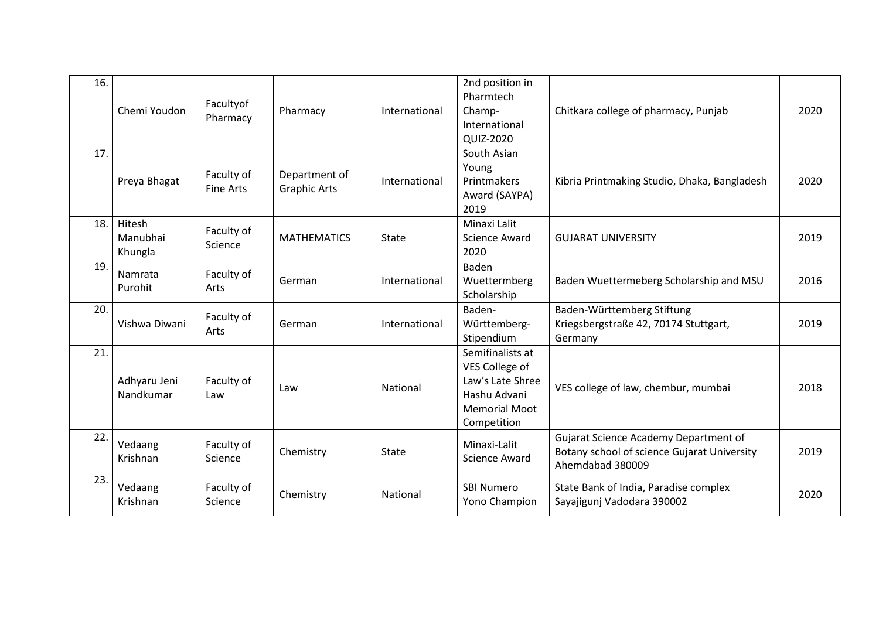| 16. | Chemi Youdon | Facultyof Pharmacy | Pharmacy | International | 2nd position in Pharmtech Champ- International QUIZ-2020 | Chitkara college of pharmacy, Punjab | 2020 |
|---|---|---|---|---|---|---|---|
| 17. | Preya Bhagat | Faculty of Fine Arts | Department of Graphic Arts | International | South Asian Young Printmakers Award (SAYPA) 2019 | Kibria Printmaking Studio, Dhaka, Bangladesh | 2020 |
| 18. | Hitesh Manubhai Khungla | Faculty of Science | MATHEMATICS | State | Minaxi Lalit Science Award 2020 | GUJARAT UNIVERSITY | 2019 |
| 19. | Namrata Purohit | Faculty of Arts | German | International | Baden Wuettermberg Scholarship | Baden Wuettermeberg Scholarship and MSU | 2016 |
| 20. | Vishwa Diwani | Faculty of Arts | German | International | Baden-Württemberg-Stipendium | Baden-Württemberg Stiftung Kriegsbergstraße 42, 70174 Stuttgart, Germany | 2019 |
| 21. | Adhyaru Jeni Nandkumar | Faculty of Law | Law | National | Semifinalists at VES College of Law's Late Shree Hashu Advani Memorial Moot Competition | VES college of law, chembur, mumbai | 2018 |
| 22. | Vedaang Krishnan | Faculty of Science | Chemistry | State | Minaxi-Lalit Science Award | Gujarat Science Academy Department of Botany school of science Gujarat University Ahemdabad 380009 | 2019 |
| 23. | Vedaang Krishnan | Faculty of Science | Chemistry | National | SBI Numero Yono Champion | State Bank of India, Paradise complex Sayajigunj Vadodara 390002 | 2020 |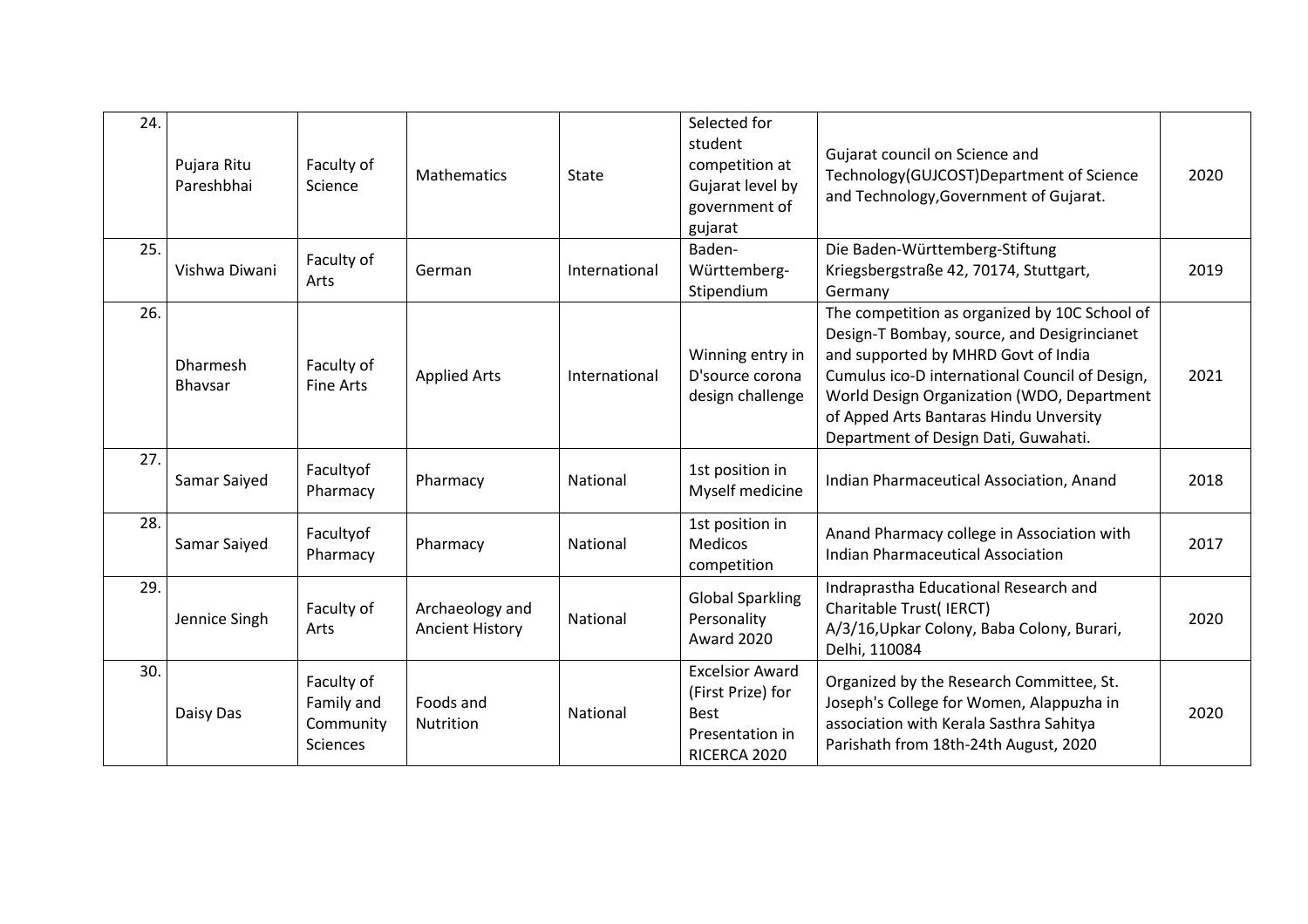| 24. | Pujara Ritu Pareshbhai | Faculty of Science | Mathematics | State | Selected for student competition at Gujarat level by government of gujarat | Gujarat council on Science and Technology(GUJCOST)Department of Science and Technology,Government of Gujarat. | 2020 |
|---|---|---|---|---|---|---|---|
| 25. | Vishwa Diwani | Faculty of Arts | German | International | Baden-Württemberg-Stipendium | Die Baden-Württemberg-Stiftung Kriegsbergstraße 42, 70174, Stuttgart, Germany | 2019 |
| 26. | Dharmesh Bhavsar | Faculty of Fine Arts | Applied Arts | International | Winning entry in D'source corona design challenge | The competition as organized by 10C School of Design-T Bombay, source, and Desigrincianet and supported by MHRD Govt of India Cumulus ico-D international Council of Design, World Design Organization (WDO, Department of Apped Arts Bantaras Hindu Unversity Department of Design Dati, Guwahati. | 2021 |
| 27. | Samar Saiyed | Facultyof Pharmacy | Pharmacy | National | 1st position in Myself medicine | Indian Pharmaceutical Association, Anand | 2018 |
| 28. | Samar Saiyed | Facultyof Pharmacy | Pharmacy | National | 1st position in Medicos competition | Anand Pharmacy college in Association with Indian Pharmaceutical Association | 2017 |
| 29. | Jennice Singh | Faculty of Arts | Archaeology and Ancient History | National | Global Sparkling Personality Award 2020 | Indraprastha Educational Research and Charitable Trust( IERCT) A/3/16,Upkar Colony, Baba Colony, Burari, Delhi, 110084 | 2020 |
| 30. | Daisy Das | Faculty of Family and Community Sciences | Foods and Nutrition | National | Excelsior Award (First Prize) for Best Presentation in RICERCA 2020 | Organized by the Research Committee, St. Joseph's College for Women, Alappuzha in association with Kerala Sasthra Sahitya Parishath from 18th-24th August, 2020 | 2020 |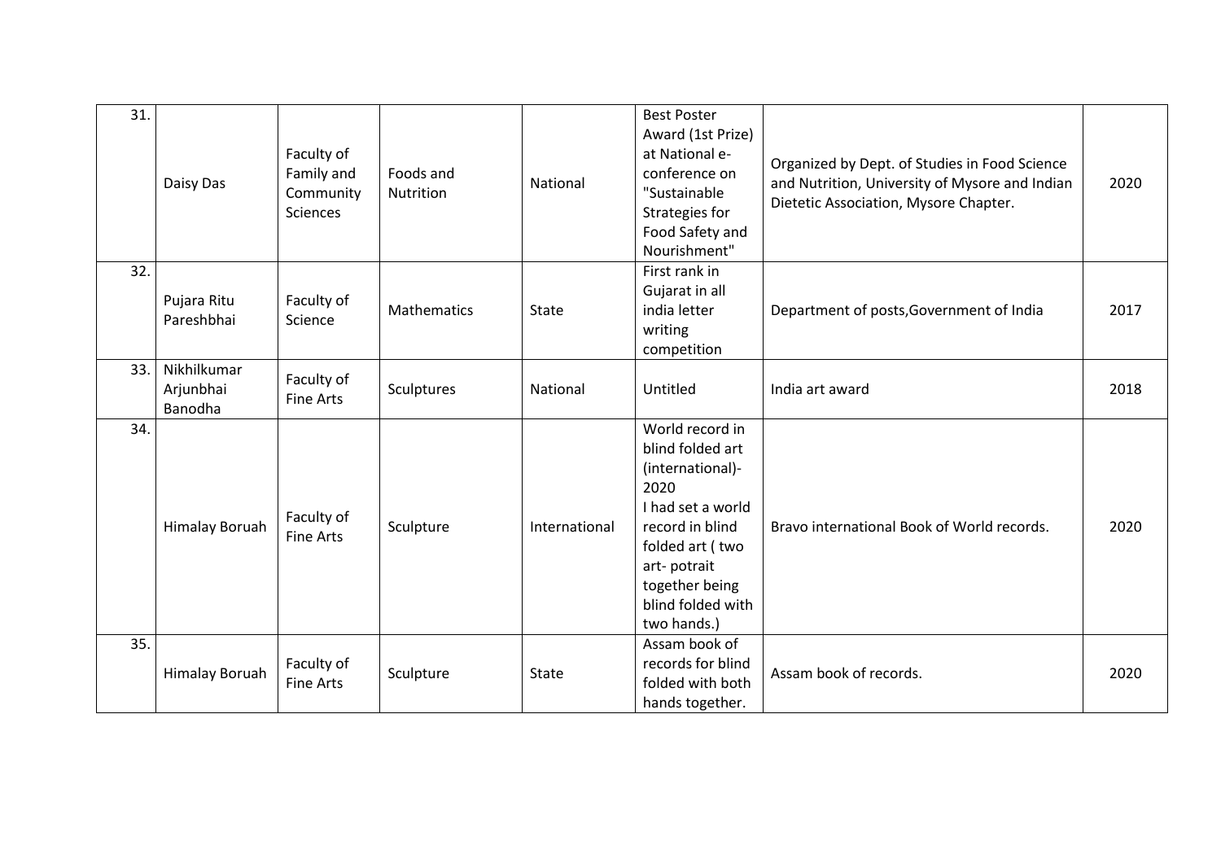| 31. | Daisy Das | Faculty of Family and Community Sciences | Foods and Nutrition | National | Best Poster Award (1st Prize) at National e-conference on "Sustainable Strategies for Food Safety and Nourishment" | Organized by Dept. of Studies in Food Science and Nutrition, University of Mysore and Indian Dietetic Association, Mysore Chapter. | 2020 |
|---|---|---|---|---|---|---|---|
| 32. | Pujara Ritu Pareshbhai | Faculty of Science | Mathematics | State | First rank in Gujarat in all india letter writing competition | Department of posts,Government of India | 2017 |
| 33. | Nikhilkumar Arjunbhai Banodha | Faculty of Fine Arts | Sculptures | National | Untitled | India art award | 2018 |
| 34. | Himalay Boruah | Faculty of Fine Arts | Sculpture | International | World record in blind folded art (international)-2020 I had set a world record in blind folded art ( two art- potrait together being blind folded with two hands.) | Bravo international Book of World records. | 2020 |
| 35. | Himalay Boruah | Faculty of Fine Arts | Sculpture | State | Assam book of records for blind folded with both hands together. | Assam book of records. | 2020 |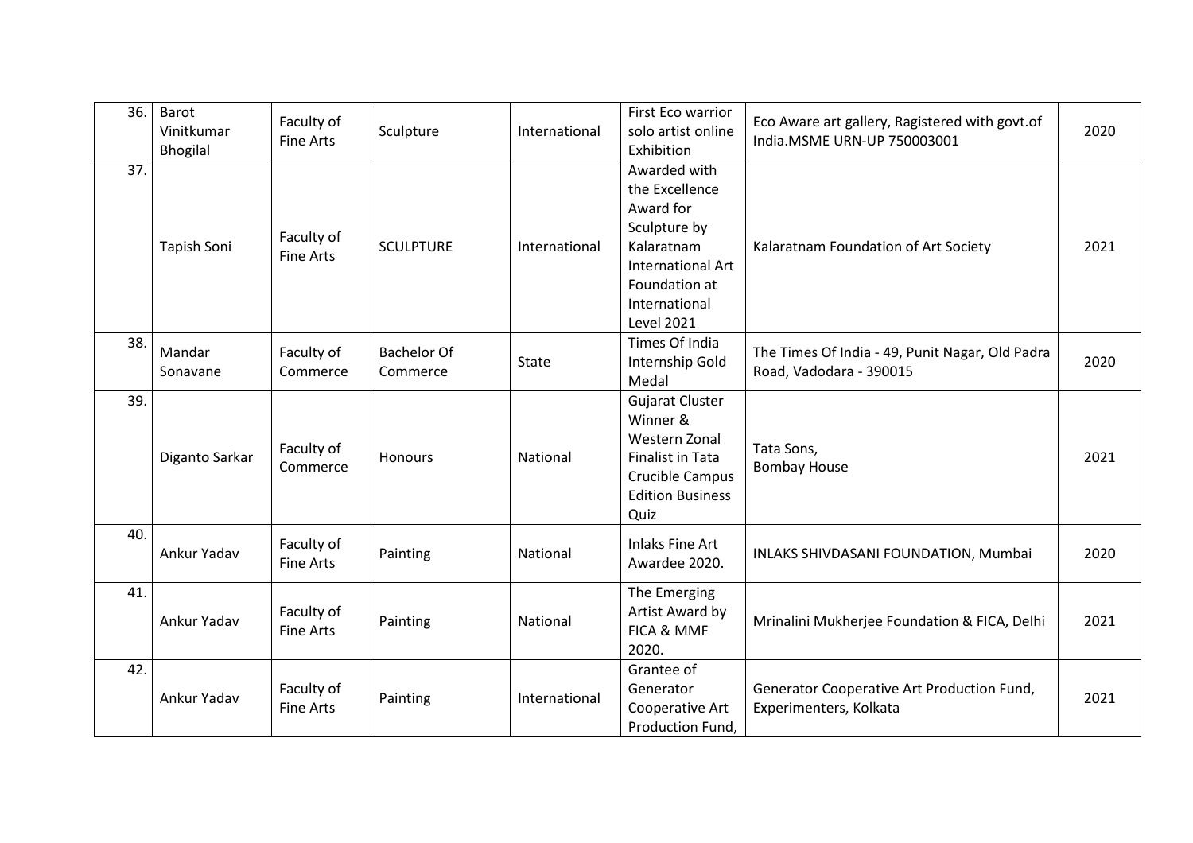| 36. | Barot Vinitkumar Bhogilal | Faculty of Fine Arts | Sculpture | International | First Eco warrior solo artist online Exhibition | Eco Aware art gallery, Ragistered with govt.of India.MSME URN-UP 750003001 | 2020 |
|---|---|---|---|---|---|---|---|
| 37. | Tapish Soni | Faculty of Fine Arts | SCULPTURE | International | Awarded with the Excellence Award for Sculpture by Kalaratnam International Art Foundation at International Level 2021 | Kalaratnam Foundation of Art Society | 2021 |
| 38. | Mandar Sonavane | Faculty of Commerce | Bachelor Of Commerce | State | Times Of India Internship Gold Medal | The Times Of India - 49, Punit Nagar, Old Padra Road, Vadodara - 390015 | 2020 |
| 39. | Diganto Sarkar | Faculty of Commerce | Honours | National | Gujarat Cluster Winner & Western Zonal Finalist in Tata Crucible Campus Edition Business Quiz | Tata Sons, Bombay House | 2021 |
| 40. | Ankur Yadav | Faculty of Fine Arts | Painting | National | Inlaks Fine Art Awardee 2020. | INLAKS SHIVDASANI FOUNDATION, Mumbai | 2020 |
| 41. | Ankur Yadav | Faculty of Fine Arts | Painting | National | The Emerging Artist Award by FICA & MMF 2020. | Mrinalini Mukherjee Foundation & FICA, Delhi | 2021 |
| 42. | Ankur Yadav | Faculty of Fine Arts | Painting | International | Grantee of Generator Cooperative Art Production Fund, | Generator Cooperative Art Production Fund, Experimenters, Kolkata | 2021 |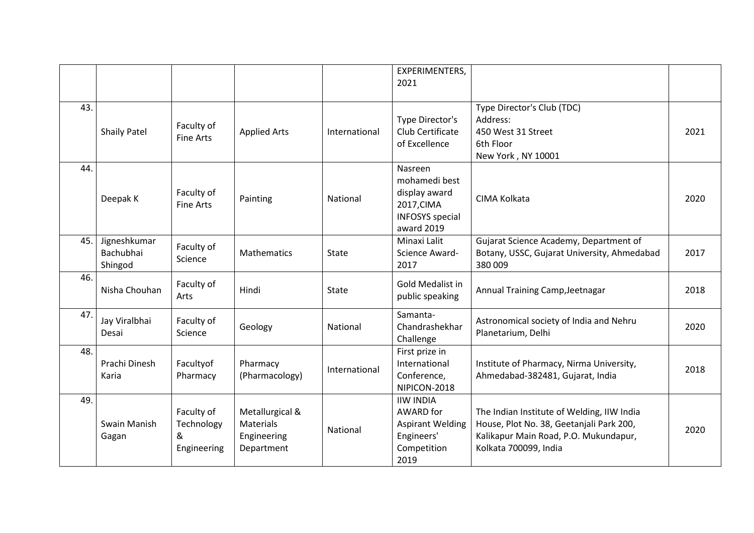|  |  |  |  |  | EXPERIMENTERS, 2021 |  |  |
|---|---|---|---|---|---|---|---|
| 43. | Shaily Patel | Faculty of Fine Arts | Applied Arts | International | Type Director's Club Certificate of Excellence | Type Director's Club (TDC) Address: 450 West 31 Street 6th Floor New York , NY 10001 | 2021 |
| 44. | Deepak K | Faculty of Fine Arts | Painting | National | Nasreen mohamedi best display award 2017,CIMA INFOSYS special award 2019 | CIMA Kolkata | 2020 |
| 45. | Jigneshkumar Bachubhai Shingod | Faculty of Science | Mathematics | State | Minaxi Lalit Science Award-2017 | Gujarat Science Academy, Department of Botany, USSC, Gujarat University, Ahmedabad 380 009 | 2017 |
| 46. | Nisha Chouhan | Faculty of Arts | Hindi | State | Gold Medalist in public speaking | Annual Training Camp,Jeetnagar | 2018 |
| 47. | Jay Viralbhai Desai | Faculty of Science | Geology | National | Samanta-Chandrashekhar Challenge | Astronomical society of India and Nehru Planetarium, Delhi | 2020 |
| 48. | Prachi Dinesh Karia | Facultyof Pharmacy | Pharmacy (Pharmacology) | International | First prize in International Conference, NIPICON-2018 | Institute of Pharmacy, Nirma University, Ahmedabad-382481, Gujarat, India | 2018 |
| 49. | Swain Manish Gagan | Faculty of Technology & Engineering | Metallurgical & Materials Engineering Department | National | IIW INDIA AWARD for Aspirant Welding Engineers' Competition 2019 | The Indian Institute of Welding, IIW India House, Plot No. 38, Geetanjali Park 200, Kalikapur Main Road, P.O. Mukundapur, Kolkata 700099, India | 2020 |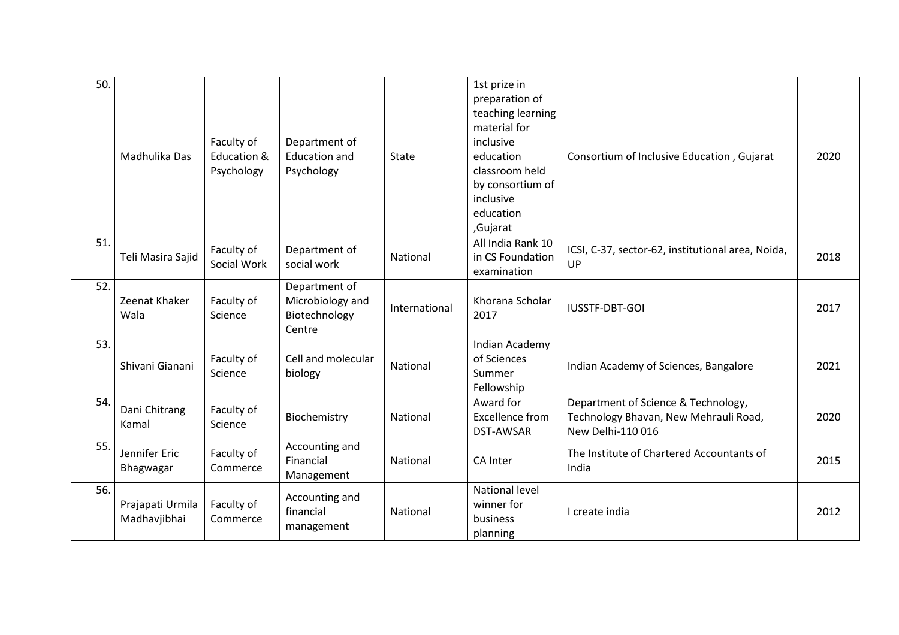| | | | | | | | |
|---|---|---|---|---|---|---|---|
| 50. | Madhulika Das | Faculty of Education & Psychology | Department of Education and Psychology | State | 1st prize in preparation of teaching learning material for inclusive education classroom held by consortium of inclusive education ,Gujarat | Consortium of Inclusive Education , Gujarat | 2020 |
| 51. | Teli Masira Sajid | Faculty of Social Work | Department of social work | National | All India Rank 10 in CS Foundation examination | ICSI, C-37, sector-62, institutional area, Noida, UP | 2018 |
| 52. | Zeenat Khaker Wala | Faculty of Science | Department of Microbiology and Biotechnology Centre | International | Khorana Scholar 2017 | IUSSTF-DBT-GOI | 2017 |
| 53. | Shivani Gianani | Faculty of Science | Cell and molecular biology | National | Indian Academy of Sciences Summer Fellowship | Indian Academy of Sciences, Bangalore | 2021 |
| 54. | Dani Chitrang Kamal | Faculty of Science | Biochemistry | National | Award for Excellence from DST-AWSAR | Department of Science & Technology, Technology Bhavan, New Mehrauli Road, New Delhi-110 016 | 2020 |
| 55. | Jennifer Eric Bhagwagar | Faculty of Commerce | Accounting and Financial Management | National | CA Inter | The Institute of Chartered Accountants of India | 2015 |
| 56. | Prajapati Urmila Madhavjibhai | Faculty of Commerce | Accounting and financial management | National | National level winner for business planning | I create india | 2012 |